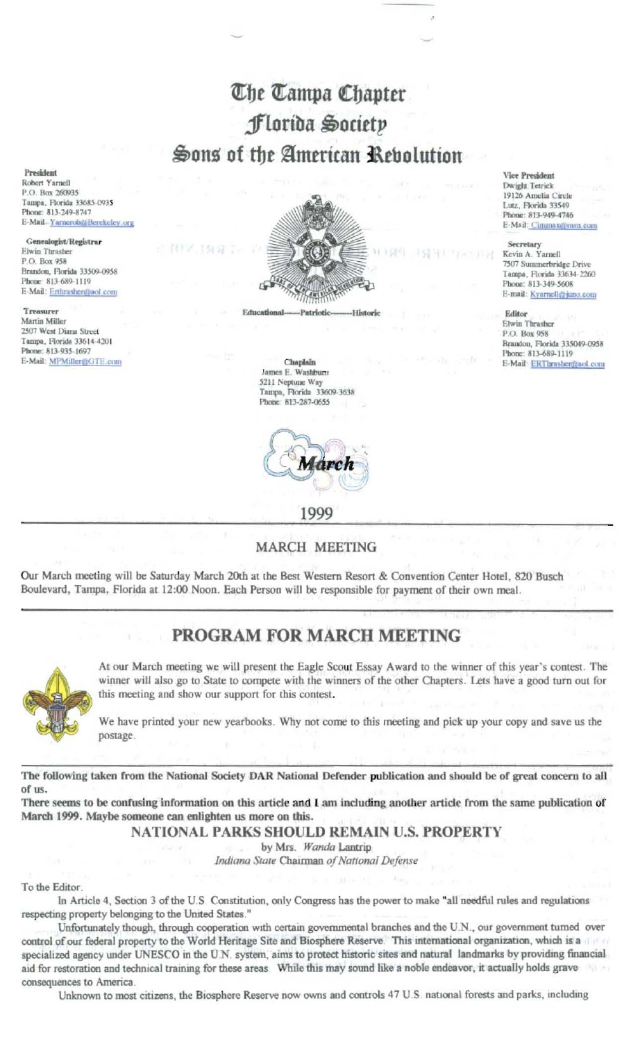# The Tampa Chapter
# Florida Society
# Sons of the American Revolution

**President**
Robert Yarnell
P.O. Box 260935
Tampa, Florida 33685-0935
Phone: 813-249-8747
E-Mail: Yarnerob@Berekeley.org

**Genealogist/Registrar**
Elwin Thrasher
P.O. Box 958
Brandon, Florida 33509-0958
Phone: 813-689-1119
E-Mail: Erthrasher@aol.com

**Treasurer**
Martin Miller
2507 West Diana Street
Tampa, Florida 33614-4201
Phone: 813-935-1697
E-Mail: MPMiller@GTE.com

Educational——Patriotic——Historic

**Chaplain**
James E. Washburn
5211 Neptune Way
Tampa, Florida 33609-3638
Phone: 813-287-0655

**Vice President**
Dwight Tetrick
19126 Amelia Circle
Lutz, Florida 33549
Phone: 813-949-4746
E-Mail: Cimmax@msn.com

**Secretary**
Kevin A. Yarnell
7507 Summerbridge Drive
Tampa, Florida 33634-2260
Phone: 813-349-5608
E-mail: Kyarnell@juno.com

**Editor**
Elwin Thrasher
P.O. Box 958
Brandon, Florida 335049-0958
Phone: 813-689-1119
E-Mail: ERThrasher@aol.com

*March*

1999

## MARCH MEETING

Our March meeting will be Saturday March 20th at the Best Western Resort & Convention Center Hotel, 820 Busch Boulevard, Tampa, Florida at 12:00 Noon. Each Person will be responsible for payment of their own meal.

## PROGRAM FOR MARCH MEETING

At our March meeting we will present the Eagle Scout Essay Award to the winner of this year's contest. The winner will also go to State to compete with the winners of the other Chapters. Lets have a good turn out for this meeting and show our support for this contest.

We have printed your new yearbooks. Why not come to this meeting and pick up your copy and save us the postage.

**The following taken from the National Society DAR National Defender publication and should be of great concern to all of us.**
**There seems to be confusing information on this article and I am including another article from the same publication of March 1999. Maybe someone can enlighten us more on this.**

### NATIONAL PARKS SHOULD REMAIN U.S. PROPERTY

by Mrs. *Wanda* Lantrip
*Indiana State* Chairman *of National Defense*

To the Editor.

In Article 4, Section 3 of the U.S. Constitution, only Congress has the power to make "all needful rules and regulations respecting property belonging to the United States."

Unfortunately though, through cooperation with certain governmental branches and the U.N., our government turned over control of our federal property to the World Heritage Site and Biosphere Reserve. This international organization, which is a specialized agency under UNESCO in the U.N. system, aims to protect historic sites and natural landmarks by providing financial aid for restoration and technical training for these areas. While this may sound like a noble endeavor, it actually holds grave consequences to America.

Unknown to most citizens, the Biosphere Reserve now owns and controls 47 U.S. national forests and parks, including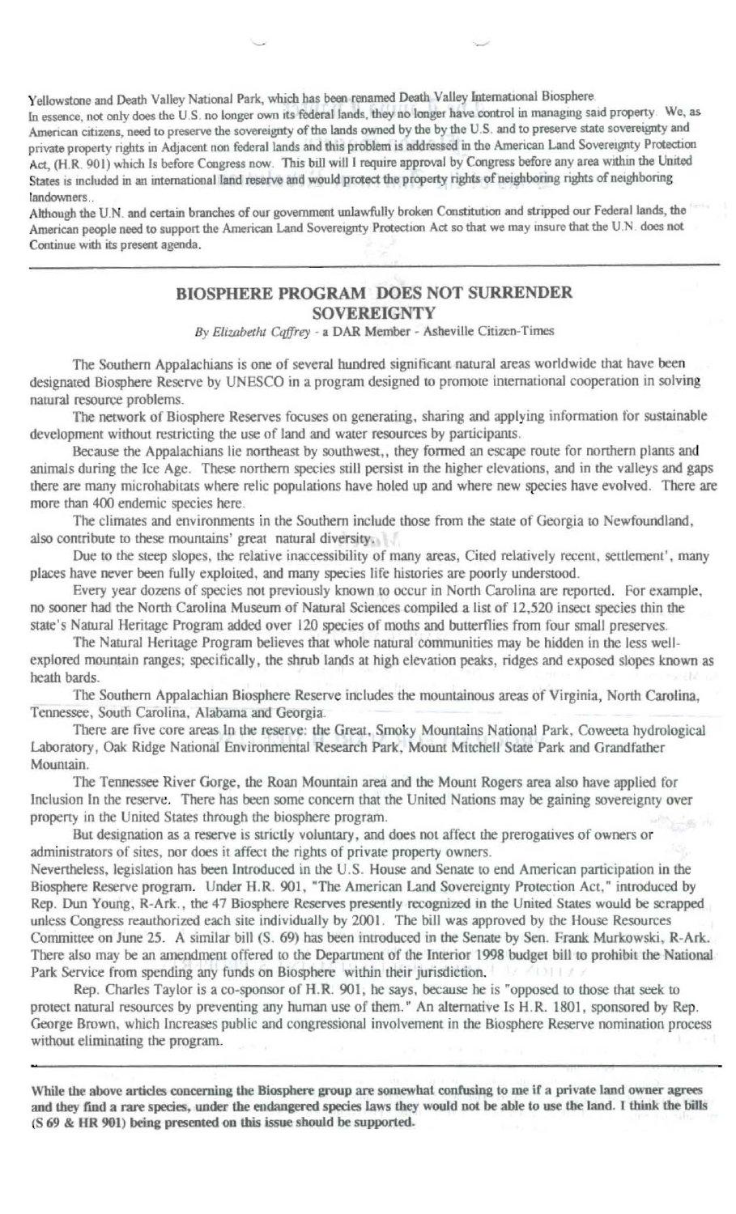Yellowstone and Death Valley National Park, which has been renamed Death Valley International Biosphere.
In essence, not only does the U.S. no longer own its federal lands, they no longer have control in managing said property. We, as American citizens, need to preserve the sovereignty of the lands owned by the by the U.S. and to preserve state sovereignty and private property rights in Adjacent non federal lands and this problem is addressed in the American Land Sovereignty Protection Act, (H.R. 901) which Is before Congress now. This bill will I require approval by Congress before any area within the United States is included in an international land reserve and would protect the property rights of neighboring rights of neighboring landowners..

Although the U.N. and certain branches of our government unlawfully broken Constitution and stripped our Federal lands, the American people need to support the American Land Sovereignty Protection Act so that we may insure that the U.N. does not Continue with its present agenda.

---

## BIOSPHERE PROGRAM DOES NOT SURRENDER SOVEREIGNTY

*By Elizabetht Caffrey* - a DAR Member - Asheville Citizen-Times

The Southern Appalachians is one of several hundred significant natural areas worldwide that have been designated Biosphere Reserve by UNESCO in a program designed to promote international cooperation in solving natural resource problems.

The network of Biosphere Reserves focuses on generating, sharing and applying information for sustainable development without restricting the use of land and water resources by participants.

Because the Appalachians lie northeast by southwest,, they formed an escape route for northern plants and animals during the Ice Age. These northern species still persist in the higher elevations, and in the valleys and gaps there are many microhabitats where relic populations have holed up and where new species have evolved. There are more than 400 endemic species here.

The climates and environments in the Southern include those from the state of Georgia to Newfoundland, also contribute to these mountains' great natural diversity.

Due to the steep slopes, the relative inaccessibility of many areas, Cited relatively recent, settlement', many places have never been fully exploited, and many species life histories are poorly understood.

Every year dozens of species not previously known to occur in North Carolina are reported. For example, no sooner had the North Carolina Museum of Natural Sciences compiled a list of 12,520 insect species thin the state's Natural Heritage Program added over 120 species of moths and butterflies from four small preserves.

The Natural Heritage Program believes that whole natural communities may be hidden in the less well-explored mountain ranges; specifically, the shrub lands at high elevation peaks, ridges and exposed slopes known as heath bards.

The Southern Appalachian Biosphere Reserve includes the mountainous areas of Virginia, North Carolina, Tennessee, South Carolina, Alabama and Georgia.

There are five core areas In the reserve: the Great, Smoky Mountains National Park, Coweeta hydrological Laboratory, Oak Ridge National Environmental Research Park, Mount Mitchell State Park and Grandfather Mountain.

The Tennessee River Gorge, the Roan Mountain area and the Mount Rogers area also have applied for Inclusion In the reserve. There has been some concern that the United Nations may be gaining sovereignty over property in the United States through the biosphere program.

But designation as a reserve is strictly voluntary, and does not affect the prerogatives of owners or administrators of sites, nor does it affect the rights of private property owners.

Nevertheless, legislation has been Introduced in the U.S. House and Senate to end American participation in the Biosphere Reserve program. Under H.R. 901, "The American Land Sovereignty Protection Act," introduced by Rep. Dun Young, R-Ark., the 47 Biosphere Reserves presently recognized in the United States would be scrapped unless Congress reauthorized each site individually by 2001. The bill was approved by the House Resources Committee on June 25. A similar bill (S. 69) has been introduced in the Senate by Sen. Frank Murkowski, R-Ark. There also may be an amendment offered to the Department of the Interior 1998 budget bill to prohibit the National Park Service from spending any funds on Biosphere within their jurisdiction.

Rep. Charles Taylor is a co-sponsor of H.R. 901, he says, because he is "opposed to those that seek to protect natural resources by preventing any human use of them." An alternative Is H.R. 1801, sponsored by Rep. George Brown, which Increases public and congressional involvement in the Biosphere Reserve nomination process without eliminating the program.

---

**While the above articles concerning the Biosphere group are somewhat confusing to me if a private land owner agrees and they find a rare species, under the endangered species laws they would not be able to use the land. I think the bills (S 69 & HR 901) being presented on this issue should be supported.**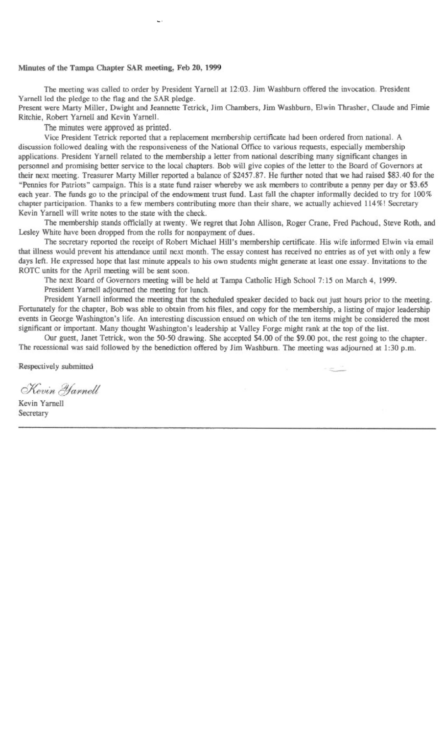**Minutes of the Tampa Chapter SAR meeting, Feb 20, 1999**

The meeting was called to order by President Yarnell at 12:03. Jim Washburn offered the invocation. President Yarnell led the pledge to the flag and the SAR pledge.
Present were Marty Miller, Dwight and Jeannette Tetrick, Jim Chambers, Jim Washburn, Elwin Thrasher, Claude and Fimie Ritchie, Robert Yarnell and Kevin Yarnell.

The minutes were approved as printed.

Vice President Tetrick reported that a replacement membership certificate had been ordered from national. A discussion followed dealing with the responsiveness of the National Office to various requests, especially membership applications. President Yarnell related to the membership a letter from national describing many significant changes in personnel and promising better service to the local chapters. Bob will give copies of the letter to the Board of Governors at their next meeting. Treasurer Marty Miller reported a balance of $2457.87. He further noted that we had raised $83.40 for the "Pennies for Patriots" campaign. This is a state fund raiser whereby we ask members to contribute a penny per day or $3.65 each year. The funds go to the principal of the endowment trust fund. Last fall the chapter informally decided to try for 100% chapter participation. Thanks to a few members contributing more than their share, we actually achieved 114%! Secretary Kevin Yarnell will write notes to the state with the check.

The membership stands officially at twenty. We regret that John Allison, Roger Crane, Fred Pachoud, Steve Roth, and Lesley White have been dropped from the rolls for nonpayment of dues.

The secretary reported the receipt of Robert Michael Hill's membership certificate. His wife informed Elwin via email that illness would prevent his attendance until next month. The essay contest has received no entries as of yet with only a few days left. He expressed hope that last minute appeals to his own students might generate at least one essay. Invitations to the ROTC units for the April meeting will be sent soon.

The next Board of Governors meeting will be held at Tampa Catholic High School 7:15 on March 4, 1999.

President Yarnell adjourned the meeting for lunch.

President Yarnell informed the meeting that the scheduled speaker decided to back out just hours prior to the meeting. Fortunately for the chapter, Bob was able to obtain from his files, and copy for the membership, a listing of major leadership events in George Washington's life. An interesting discussion ensued on which of the ten items might be considered the most significant or important. Many thought Washington's leadership at Valley Forge might rank at the top of the list.

Our guest, Janet Tetrick, won the 50-50 drawing. She accepted $4.00 of the $9.00 pot, the rest going to the chapter. The recessional was said followed by the benediction offered by Jim Washburn. The meeting was adjourned at 1:30 p.m.

Respectively submitted

*Kevin Yarnell*

Kevin Yarnell
Secretary